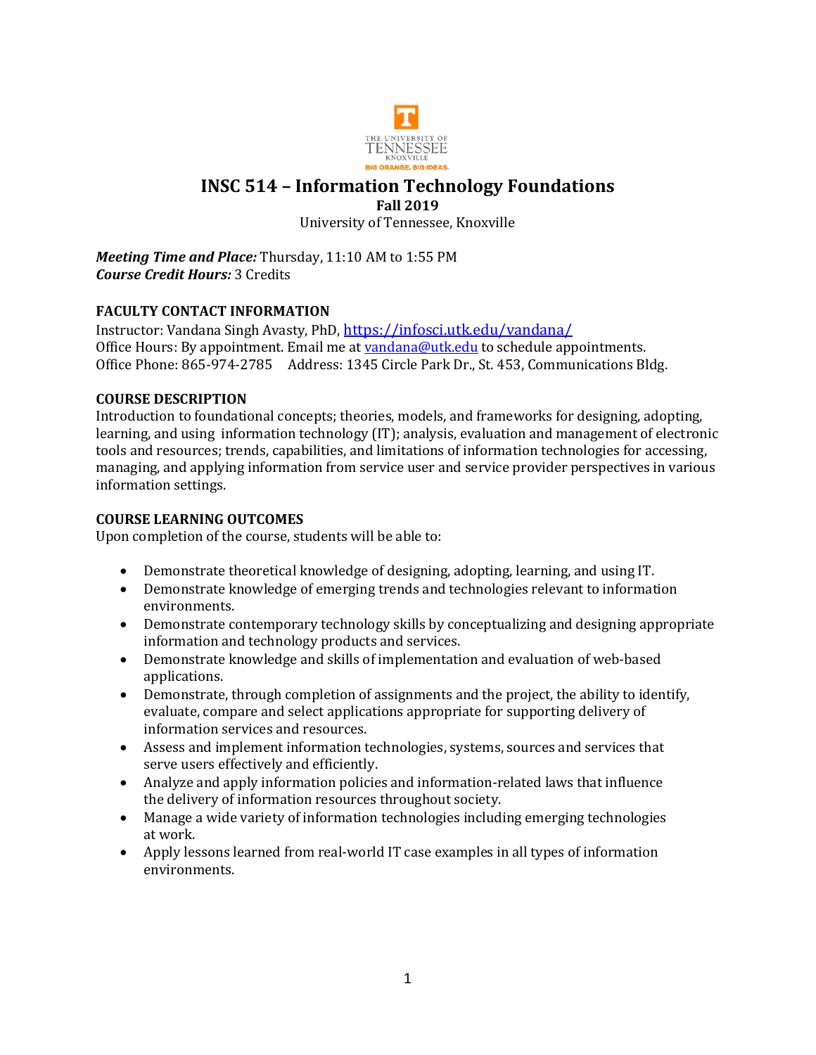# INSC 514 – Information Technology Foundations

**Fall 2019**

University of Tennessee, Knoxville

***Meeting Time and Place:*** Thursday, 11:10 AM to 1:55 PM
***Course Credit Hours:*** 3 Credits

## FACULTY CONTACT INFORMATION

Instructor: Vandana Singh Avasty, PhD, [https://infosci.utk.edu/vandana/](https://infosci.utk.edu/vandana/)
Office Hours: By appointment. Email me at [vandana@utk.edu](mailto:vandana@utk.edu) to schedule appointments.
Office Phone: 865-974-2785 Address: 1345 Circle Park Dr., St. 453, Communications Bldg.

## COURSE DESCRIPTION

Introduction to foundational concepts; theories, models, and frameworks for designing, adopting, learning, and using information technology (IT); analysis, evaluation and management of electronic tools and resources; trends, capabilities, and limitations of information technologies for accessing, managing, and applying information from service user and service provider perspectives in various information settings.

## COURSE LEARNING OUTCOMES

Upon completion of the course, students will be able to:

- Demonstrate theoretical knowledge of designing, adopting, learning, and using IT.
- Demonstrate knowledge of emerging trends and technologies relevant to information environments.
- Demonstrate contemporary technology skills by conceptualizing and designing appropriate information and technology products and services.
- Demonstrate knowledge and skills of implementation and evaluation of web-based applications.
- Demonstrate, through completion of assignments and the project, the ability to identify, evaluate, compare and select applications appropriate for supporting delivery of information services and resources.
- Assess and implement information technologies, systems, sources and services that serve users effectively and efficiently.
- Analyze and apply information policies and information-related laws that influence the delivery of information resources throughout society.
- Manage a wide variety of information technologies including emerging technologies at work.
- Apply lessons learned from real-world IT case examples in all types of information environments.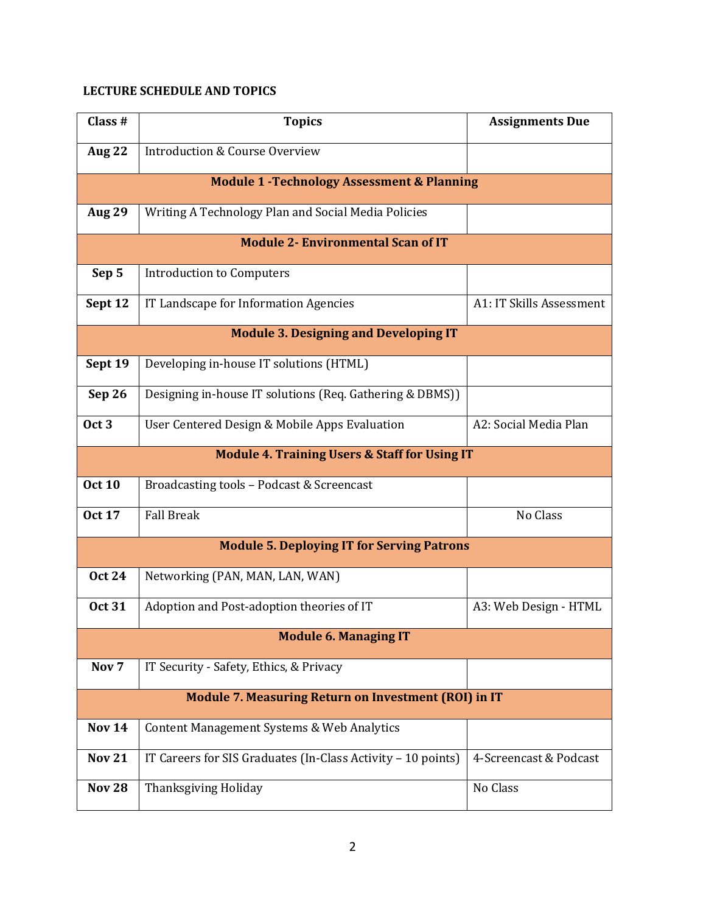## LECTURE SCHEDULE AND TOPICS

| Class # | Topics | Assignments Due |
|---|---|---|
| **Aug 22** | Introduction & Course Overview | |
| **Module 1 -Technology Assessment & Planning** | | |
| **Aug 29** | Writing A Technology Plan and Social Media Policies | |
| **Module 2- Environmental Scan of IT** | | |
| **Sep 5** | Introduction to Computers | |
| **Sept 12** | IT Landscape for Information Agencies | A1: IT Skills Assessment |
| **Module 3. Designing and Developing IT** | | |
| **Sept 19** | Developing in-house IT solutions (HTML) | |
| **Sep 26** | Designing in-house IT solutions (Req. Gathering & DBMS)) | |
| **Oct 3** | User Centered Design & Mobile Apps Evaluation | A2: Social Media Plan |
| **Module 4. Training Users & Staff for Using IT** | | |
| **Oct 10** | Broadcasting tools – Podcast & Screencast | |
| **Oct 17** | Fall Break | No Class |
| **Module 5. Deploying IT for Serving Patrons** | | |
| **Oct 24** | Networking (PAN, MAN, LAN, WAN) | |
| **Oct 31** | Adoption and Post-adoption theories of IT | A3: Web Design - HTML |
| **Module 6. Managing IT** | | |
| **Nov 7** | IT Security - Safety, Ethics, & Privacy | |
| **Module 7. Measuring Return on Investment (ROI) in IT** | | |
| **Nov 14** | Content Management Systems & Web Analytics | |
| **Nov 21** | IT Careers for SIS Graduates (In-Class Activity – 10 points) | 4-Screencast & Podcast |
| **Nov 28** | Thanksgiving Holiday | No Class |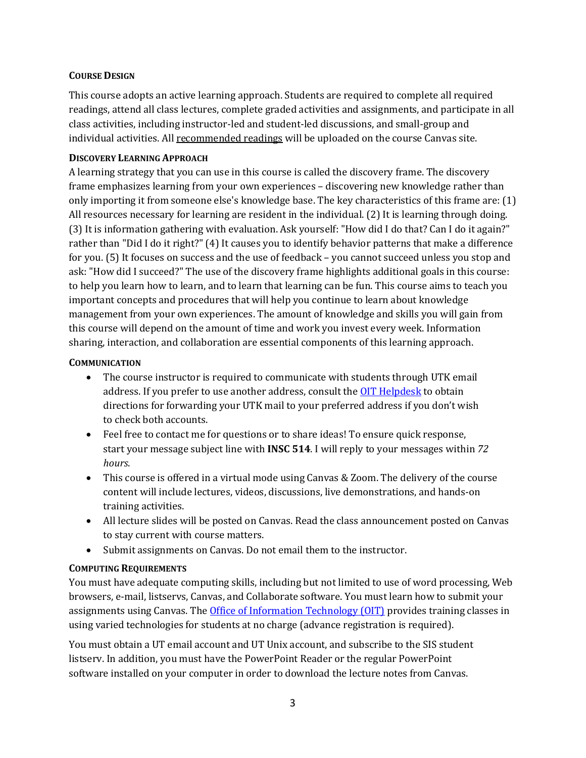## COURSE DESIGN

This course adopts an active learning approach. Students are required to complete all required readings, attend all class lectures, complete graded activities and assignments, and participate in all class activities, including instructor-led and student-led discussions, and small-group and individual activities. All recommended readings will be uploaded on the course Canvas site.

### DISCOVERY LEARNING APPROACH

A learning strategy that you can use in this course is called the discovery frame. The discovery frame emphasizes learning from your own experiences – discovering new knowledge rather than only importing it from someone else's knowledge base. The key characteristics of this frame are: (1) All resources necessary for learning are resident in the individual. (2) It is learning through doing. (3) It is information gathering with evaluation. Ask yourself: "How did I do that? Can I do it again?" rather than "Did I do it right?" (4) It causes you to identify behavior patterns that make a difference for you. (5) It focuses on success and the use of feedback – you cannot succeed unless you stop and ask: "How did I succeed?" The use of the discovery frame highlights additional goals in this course: to help you learn how to learn, and to learn that learning can be fun. This course aims to teach you important concepts and procedures that will help you continue to learn about knowledge management from your own experiences. The amount of knowledge and skills you will gain from this course will depend on the amount of time and work you invest every week. Information sharing, interaction, and collaboration are essential components of this learning approach.

### COMMUNICATION

- The course instructor is required to communicate with students through UTK email address. If you prefer to use another address, consult the OIT Helpdesk to obtain directions for forwarding your UTK mail to your preferred address if you don't wish to check both accounts.
- Feel free to contact me for questions or to share ideas! To ensure quick response, start your message subject line with **INSC 514**. I will reply to your messages within *72 hours*.
- This course is offered in a virtual mode using Canvas & Zoom. The delivery of the course content will include lectures, videos, discussions, live demonstrations, and hands-on training activities.
- All lecture slides will be posted on Canvas. Read the class announcement posted on Canvas to stay current with course matters.
- Submit assignments on Canvas. Do not email them to the instructor.

### COMPUTING REQUIREMENTS

You must have adequate computing skills, including but not limited to use of word processing, Web browsers, e-mail, listservs, Canvas, and Collaborate software. You must learn how to submit your assignments using Canvas. The Office of Information Technology (OIT) provides training classes in using varied technologies for students at no charge (advance registration is required).

You must obtain a UT email account and UT Unix account, and subscribe to the SIS student listserv. In addition, you must have the PowerPoint Reader or the regular PowerPoint software installed on your computer in order to download the lecture notes from Canvas.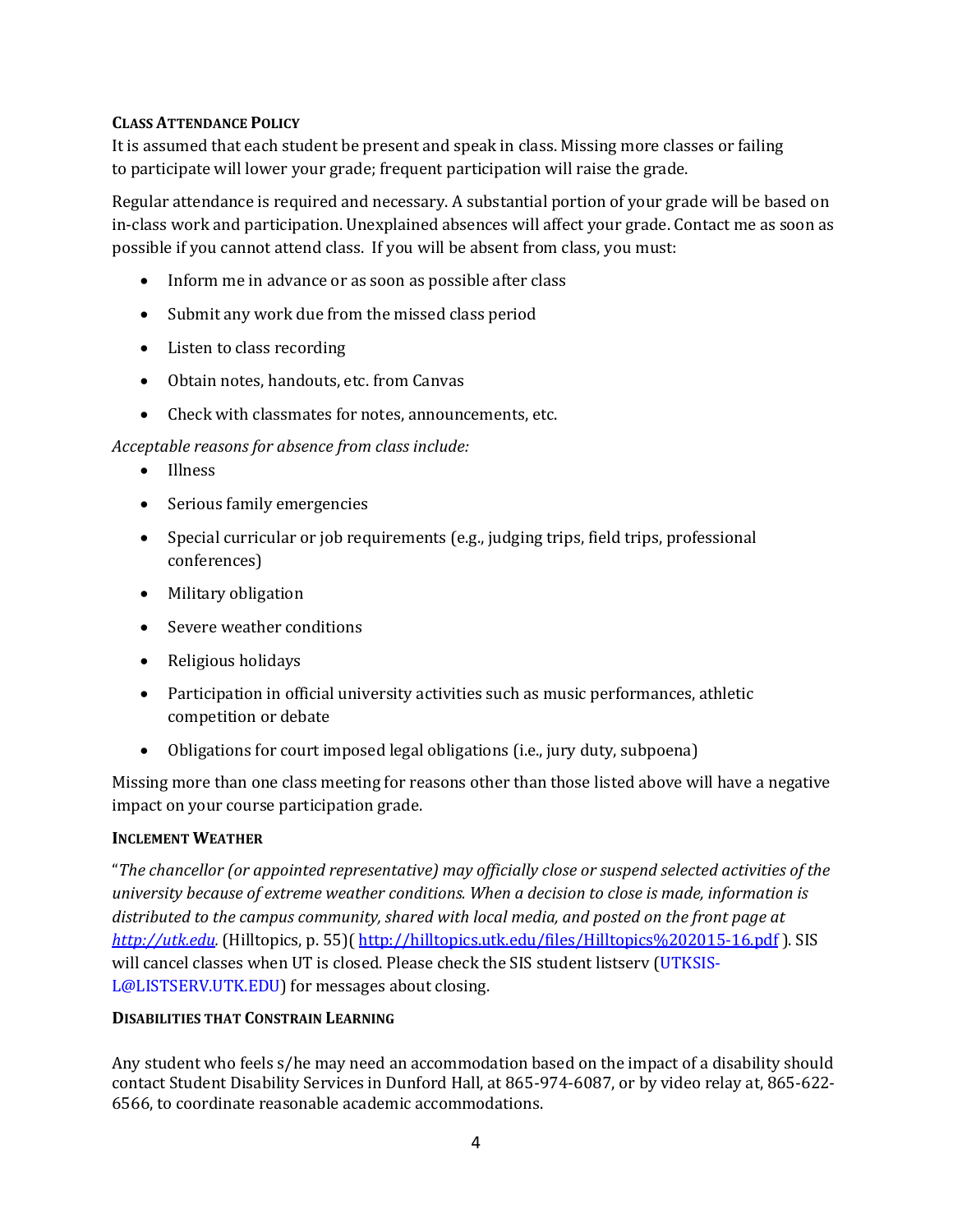### Class Attendance Policy

It is assumed that each student be present and speak in class. Missing more classes or failing to participate will lower your grade; frequent participation will raise the grade.

Regular attendance is required and necessary. A substantial portion of your grade will be based on in-class work and participation. Unexplained absences will affect your grade. Contact me as soon as possible if you cannot attend class. If you will be absent from class, you must:

- Inform me in advance or as soon as possible after class
- Submit any work due from the missed class period
- Listen to class recording
- Obtain notes, handouts, etc. from Canvas
- Check with classmates for notes, announcements, etc.

*Acceptable reasons for absence from class include:*

- Illness
- Serious family emergencies
- Special curricular or job requirements (e.g., judging trips, field trips, professional conferences)
- Military obligation
- Severe weather conditions
- Religious holidays
- Participation in official university activities such as music performances, athletic competition or debate
- Obligations for court imposed legal obligations (i.e., jury duty, subpoena)

Missing more than one class meeting for reasons other than those listed above will have a negative impact on your course participation grade.

### Inclement Weather

"*The chancellor (or appointed representative) may officially close or suspend selected activities of the university because of extreme weather conditions. When a decision to close is made, information is distributed to the campus community, shared with local media, and posted on the front page at [http://utk.edu](http://utk.edu).* (Hilltopics, p. 55)( [http://hilltopics.utk.edu/files/Hilltopics%202015-16.pdf](http://hilltopics.utk.edu/files/Hilltopics%202015-16.pdf) ). SIS will cancel classes when UT is closed. Please check the SIS student listserv (UTKSIS-L@LISTSERV.UTK.EDU) for messages about closing.

### Disabilities that Constrain Learning

Any student who feels s/he may need an accommodation based on the impact of a disability should contact Student Disability Services in Dunford Hall, at 865-974-6087, or by video relay at, 865-622-6566, to coordinate reasonable academic accommodations.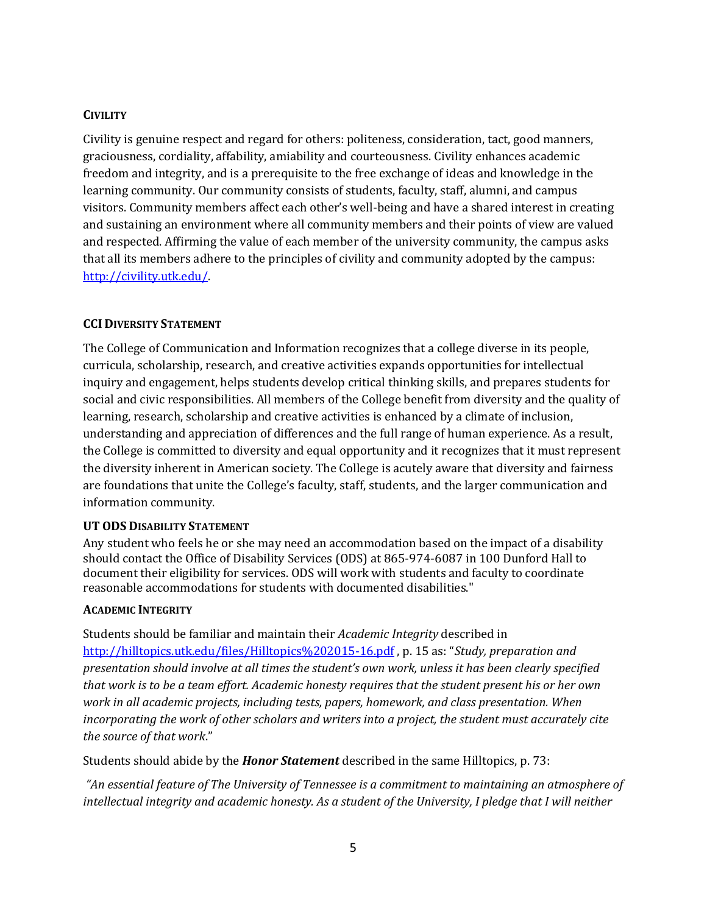## CIVILITY

Civility is genuine respect and regard for others: politeness, consideration, tact, good manners, graciousness, cordiality, affability, amiability and courteousness. Civility enhances academic freedom and integrity, and is a prerequisite to the free exchange of ideas and knowledge in the learning community. Our community consists of students, faculty, staff, alumni, and campus visitors. Community members affect each other's well-being and have a shared interest in creating and sustaining an environment where all community members and their points of view are valued and respected. Affirming the value of each member of the university community, the campus asks that all its members adhere to the principles of civility and community adopted by the campus: [http://civility.utk.edu/](http://civility.utk.edu/).

## CCI DIVERSITY STATEMENT

The College of Communication and Information recognizes that a college diverse in its people, curricula, scholarship, research, and creative activities expands opportunities for intellectual inquiry and engagement, helps students develop critical thinking skills, and prepares students for social and civic responsibilities. All members of the College benefit from diversity and the quality of learning, research, scholarship and creative activities is enhanced by a climate of inclusion, understanding and appreciation of differences and the full range of human experience. As a result, the College is committed to diversity and equal opportunity and it recognizes that it must represent the diversity inherent in American society. The College is acutely aware that diversity and fairness are foundations that unite the College's faculty, staff, students, and the larger communication and information community.

## UT ODS DISABILITY STATEMENT

Any student who feels he or she may need an accommodation based on the impact of a disability should contact the Office of Disability Services (ODS) at 865-974-6087 in 100 Dunford Hall to document their eligibility for services. ODS will work with students and faculty to coordinate reasonable accommodations for students with documented disabilities."

## ACADEMIC INTEGRITY

Students should be familiar and maintain their *Academic Integrity* described in [http://hilltopics.utk.edu/files/Hilltopics%202015-16.pdf](http://hilltopics.utk.edu/files/Hilltopics%202015-16.pdf) , p. 15 as: "*Study, preparation and presentation should involve at all times the student's own work, unless it has been clearly specified that work is to be a team effort. Academic honesty requires that the student present his or her own work in all academic projects, including tests, papers, homework, and class presentation. When incorporating the work of other scholars and writers into a project, the student must accurately cite the source of that work*."

Students should abide by the ***Honor Statement*** described in the same Hilltopics, p. 73:

*"An essential feature of The University of Tennessee is a commitment to maintaining an atmosphere of intellectual integrity and academic honesty. As a student of the University, I pledge that I will neither*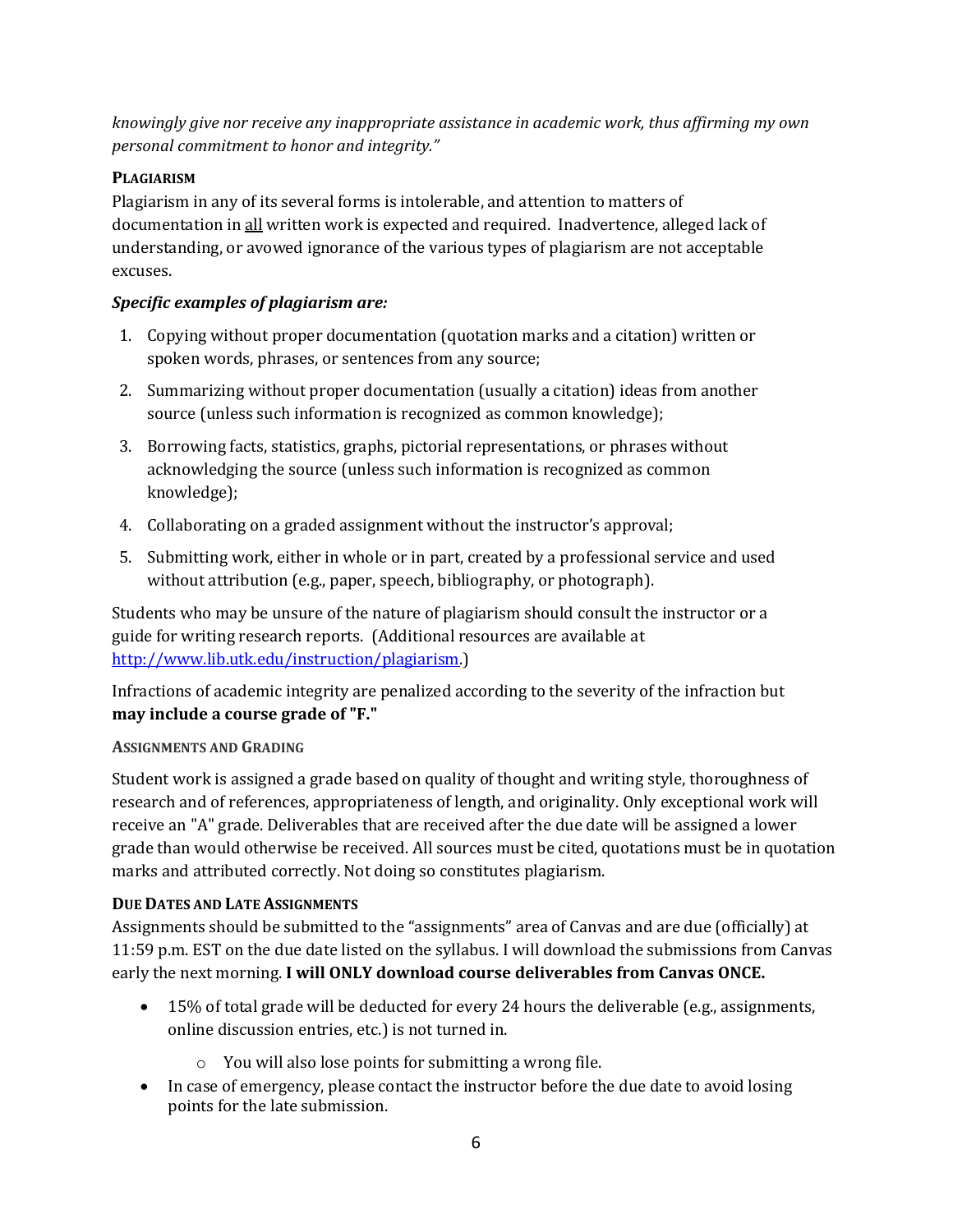*knowingly give nor receive any inappropriate assistance in academic work, thus affirming my own personal commitment to honor and integrity."*

### PLAGIARISM

Plagiarism in any of its several forms is intolerable, and attention to matters of documentation in all written work is expected and required. Inadvertence, alleged lack of understanding, or avowed ignorance of the various types of plagiarism are not acceptable excuses.

***Specific examples of plagiarism are:***

1. Copying without proper documentation (quotation marks and a citation) written or spoken words, phrases, or sentences from any source;
2. Summarizing without proper documentation (usually a citation) ideas from another source (unless such information is recognized as common knowledge);
3. Borrowing facts, statistics, graphs, pictorial representations, or phrases without acknowledging the source (unless such information is recognized as common knowledge);
4. Collaborating on a graded assignment without the instructor's approval;
5. Submitting work, either in whole or in part, created by a professional service and used without attribution (e.g., paper, speech, bibliography, or photograph).

Students who may be unsure of the nature of plagiarism should consult the instructor or a guide for writing research reports. (Additional resources are available at http://www.lib.utk.edu/instruction/plagiarism.)

Infractions of academic integrity are penalized according to the severity of the infraction but **may include a course grade of "F."**

### ASSIGNMENTS AND GRADING

Student work is assigned a grade based on quality of thought and writing style, thoroughness of research and of references, appropriateness of length, and originality. Only exceptional work will receive an "A" grade. Deliverables that are received after the due date will be assigned a lower grade than would otherwise be received. All sources must be cited, quotations must be in quotation marks and attributed correctly. Not doing so constitutes plagiarism.

### DUE DATES AND LATE ASSIGNMENTS

Assignments should be submitted to the "assignments" area of Canvas and are due (officially) at 11:59 p.m. EST on the due date listed on the syllabus. I will download the submissions from Canvas early the next morning. **I will ONLY download course deliverables from Canvas ONCE.**

- 15% of total grade will be deducted for every 24 hours the deliverable (e.g., assignments, online discussion entries, etc.) is not turned in.
    - You will also lose points for submitting a wrong file.
- In case of emergency, please contact the instructor before the due date to avoid losing points for the late submission.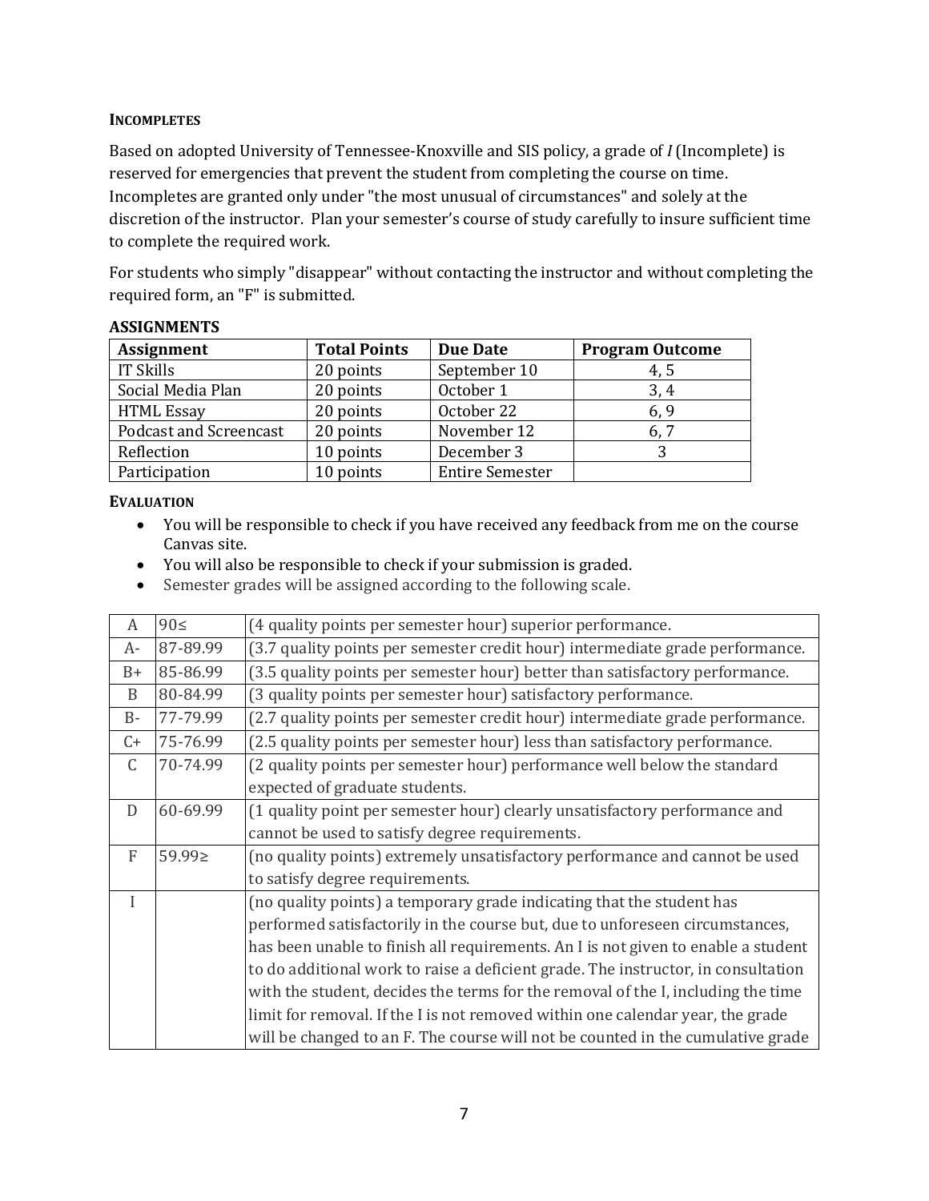### INCOMPLETES

Based on adopted University of Tennessee-Knoxville and SIS policy, a grade of *I* (Incomplete) is reserved for emergencies that prevent the student from completing the course on time. Incompletes are granted only under "the most unusual of circumstances" and solely at the discretion of the instructor. Plan your semester's course of study carefully to insure sufficient time to complete the required work.

For students who simply "disappear" without contacting the instructor and without completing the required form, an "F" is submitted.

### ASSIGNMENTS

| Assignment | Total Points | Due Date | Program Outcome |
|---|---|---|---|
| IT Skills | 20 points | September 10 | 4, 5 |
| Social Media Plan | 20 points | October 1 | 3, 4 |
| HTML Essay | 20 points | October 22 | 6, 9 |
| Podcast and Screencast | 20 points | November 12 | 6, 7 |
| Reflection | 10 points | December 3 | 3 |
| Participation | 10 points | Entire Semester | |

### EVALUATION

- You will be responsible to check if you have received any feedback from me on the course Canvas site.
- You will also be responsible to check if your submission is graded.
- Semester grades will be assigned according to the following scale.

| | | |
|---|---|---|
| A | 90≤ | (4 quality points per semester hour) superior performance. |
| A- | 87-89.99 | (3.7 quality points per semester credit hour) intermediate grade performance. |
| B+ | 85-86.99 | (3.5 quality points per semester hour) better than satisfactory performance. |
| B | 80-84.99 | (3 quality points per semester hour) satisfactory performance. |
| B- | 77-79.99 | (2.7 quality points per semester credit hour) intermediate grade performance. |
| C+ | 75-76.99 | (2.5 quality points per semester hour) less than satisfactory performance. |
| C | 70-74.99 | (2 quality points per semester hour) performance well below the standard expected of graduate students. |
| D | 60-69.99 | (1 quality point per semester hour) clearly unsatisfactory performance and cannot be used to satisfy degree requirements. |
| F | 59.99≥ | (no quality points) extremely unsatisfactory performance and cannot be used to satisfy degree requirements. |
| I | | (no quality points) a temporary grade indicating that the student has performed satisfactorily in the course but, due to unforeseen circumstances, has been unable to finish all requirements. An I is not given to enable a student to do additional work to raise a deficient grade. The instructor, in consultation with the student, decides the terms for the removal of the I, including the time limit for removal. If the I is not removed within one calendar year, the grade will be changed to an F. The course will not be counted in the cumulative grade |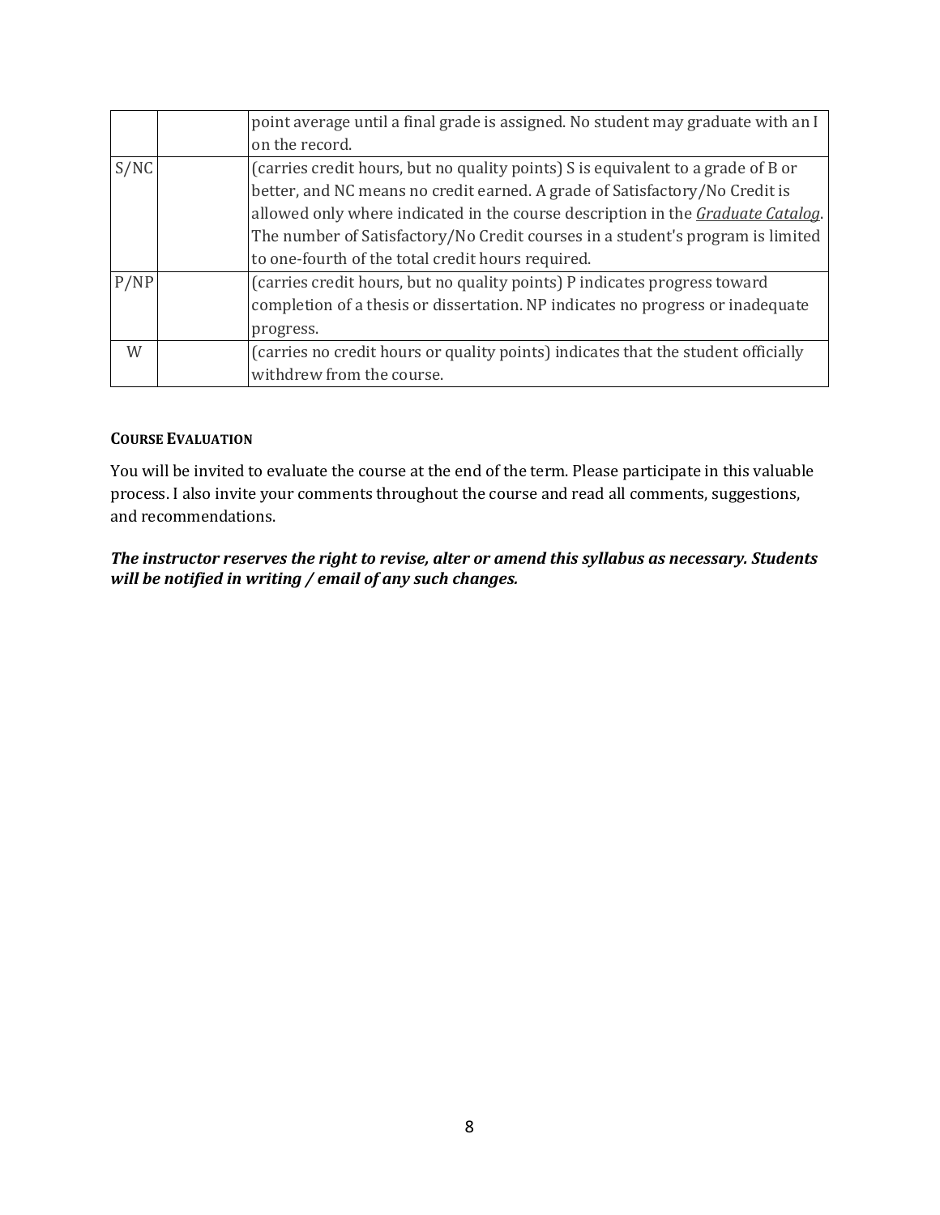| | | |
|---|---|---|
| | | point average until a final grade is assigned. No student may graduate with an I on the record. |
| S/NC | | (carries credit hours, but no quality points) S is equivalent to a grade of B or better, and NC means no credit earned. A grade of Satisfactory/No Credit is allowed only where indicated in the course description in the ***Graduate Catalog***. The number of Satisfactory/No Credit courses in a student's program is limited to one-fourth of the total credit hours required. |
| P/NP | | (carries credit hours, but no quality points) P indicates progress toward completion of a thesis or dissertation. NP indicates no progress or inadequate progress. |
| W | | (carries no credit hours or quality points) indicates that the student officially withdrew from the course. |

**COURSE EVALUATION**

You will be invited to evaluate the course at the end of the term. Please participate in this valuable process. I also invite your comments throughout the course and read all comments, suggestions, and recommendations.

***The instructor reserves the right to revise, alter or amend this syllabus as necessary. Students will be notified in writing / email of any such changes.***